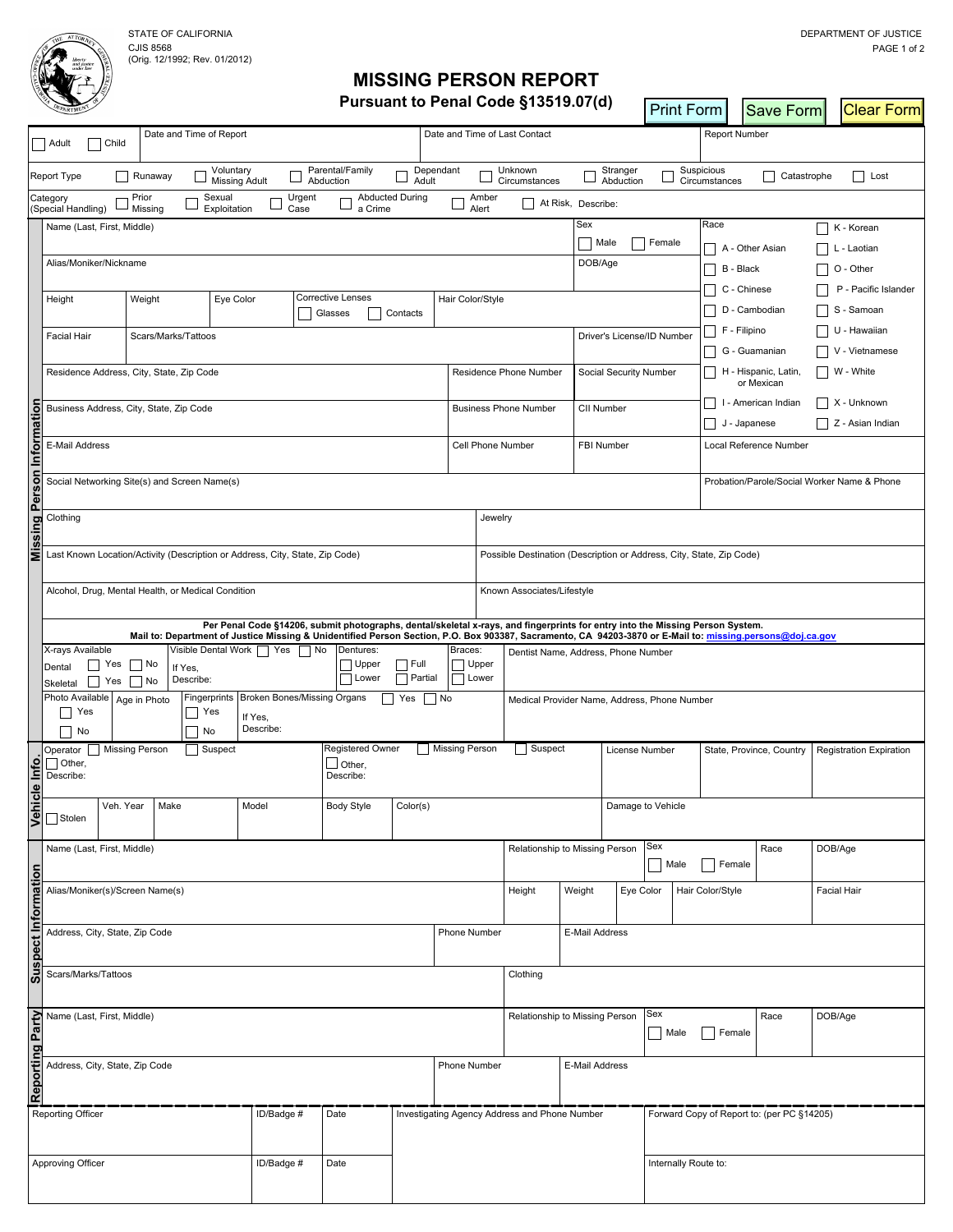STATE OF CALIFORNIA
CJIS 8568
(Orig. 12/1992; Rev. 01/2012)

DEPARTMENT OF JUSTICE

# MISSING PERSON REPORT

## Pursuant to Penal Code §13519.07(d)

Print Form | Save Form | Clear Form

| ☐ Adult ☐ Child | Date and Time of Report | Date and Time of Last Contact | Report Number |
|---|---|---|---|

**Report Type:** ☐ Runaway ☐ Voluntary Missing Adult ☐ Parental/Family Abduction ☐ Dependant Adult ☐ Unknown Circumstances ☐ Stranger Abduction ☐ Suspicious Circumstances ☐ Catastrophe ☐ Lost

**Category (Special Handling):** ☐ Prior Missing ☐ Sexual Exploitation ☐ Urgent Case ☐ Abducted During a Crime ☐ Amber Alert ☐ At Risk, Describe:

## Missing Person Information

| Name (Last, First, Middle) | | | | Sex ☐ Male ☐ Female | Race |
|---|---|---|---|---|---|
| Alias/Moniker/Nickname | | | | DOB/Age | ☐ A - Other Asian ☐ B - Black ☐ C - Chinese ☐ D - Cambodian ☐ F - Filipino ☐ G - Guamanian ☐ H - Hispanic, Latin, or Mexican ☐ I - American Indian ☐ J - Japanese ☐ K - Korean ☐ L - Laotian ☐ O - Other ☐ P - Pacific Islander ☐ S - Samoan ☐ U - Hawaiian ☐ V - Vietnamese ☐ W - White ☐ X - Unknown ☐ Z - Asian Indian |
| Height | Weight | Eye Color | Corrective Lenses ☐ Glasses ☐ Contacts | Hair Color/Style | |
| Facial Hair | Scars/Marks/Tattoos | | | Driver's License/ID Number | |
| Residence Address, City, State, Zip Code | | | Residence Phone Number | Social Security Number | |
| Business Address, City, State, Zip Code | | | Business Phone Number | CII Number | |
| E-Mail Address | | | Cell Phone Number | FBI Number | Local Reference Number |
| Social Networking Site(s) and Screen Name(s) | | | | | Probation/Parole/Social Worker Name & Phone |

| Clothing | Jewelry |
|---|---|
| Last Known Location/Activity (Description or Address, City, State, Zip Code) | Possible Destination (Description or Address, City, State, Zip Code) |
| Alcohol, Drug, Mental Health, or Medical Condition | Known Associates/Lifestyle |

**Per Penal Code §14206, submit photographs, dental/skeletal x-rays, and fingerprints for entry into the Missing Person System.**
**Mail to: Department of Justice Missing & Unidentified Person Section, P.O. Box 903387, Sacramento, CA 94203-3870 or E-Mail to: missing.persons@doj.ca.gov**

| X-rays Available: Dental ☐ Yes ☐ No; Skeletal ☐ Yes ☐ No | Visible Dental Work ☐ Yes ☐ No; If Yes, Describe: | Dentures: ☐ Upper ☐ Lower ☐ Full ☐ Partial | Braces: ☐ Upper ☐ Lower | Dentist Name, Address, Phone Number |
|---|---|---|---|---|
| Photo Available ☐ Yes ☐ No | Age in Photo | Fingerprints ☐ Yes ☐ No | Broken Bones/Missing Organs ☐ Yes ☐ No; If Yes, Describe: | Medical Provider Name, Address, Phone Number |

## Vehicle Info.

| Operator ☐ Missing Person ☐ Suspect ☐ Other, Describe: | | | Registered Owner ☐ Missing Person ☐ Suspect ☐ Other, Describe: | | License Number | State, Province, Country | Registration Expiration |
|---|---|---|---|---|---|---|---|
| ☐ Stolen | Veh. Year | Make | Model | Body Style | Color(s) | Damage to Vehicle | |

## Suspect Information

| Name (Last, First, Middle) | | Relationship to Missing Person | | Sex ☐ Male ☐ Female | Race | DOB/Age |
|---|---|---|---|---|---|---|
| Alias/Moniker(s)/Screen Name(s) | | Height | Weight | Eye Color | Hair Color/Style | Facial Hair |
| Address, City, State, Zip Code | Phone Number | E-Mail Address | | | | |
| Scars/Marks/Tattoos | | Clothing | | | | |

## Reporting Party

| Name (Last, First, Middle) | | Relationship to Missing Person | Sex ☐ Male ☐ Female | Race | DOB/Age |
|---|---|---|---|---|---|
| Address, City, State, Zip Code | Phone Number | E-Mail Address | | | |

| Reporting Officer | ID/Badge # | Date | Investigating Agency Address and Phone Number | Forward Copy of Report to: (per PC §14205) |
|---|---|---|---|---|
| Approving Officer | ID/Badge # | Date | | Internally Route to: |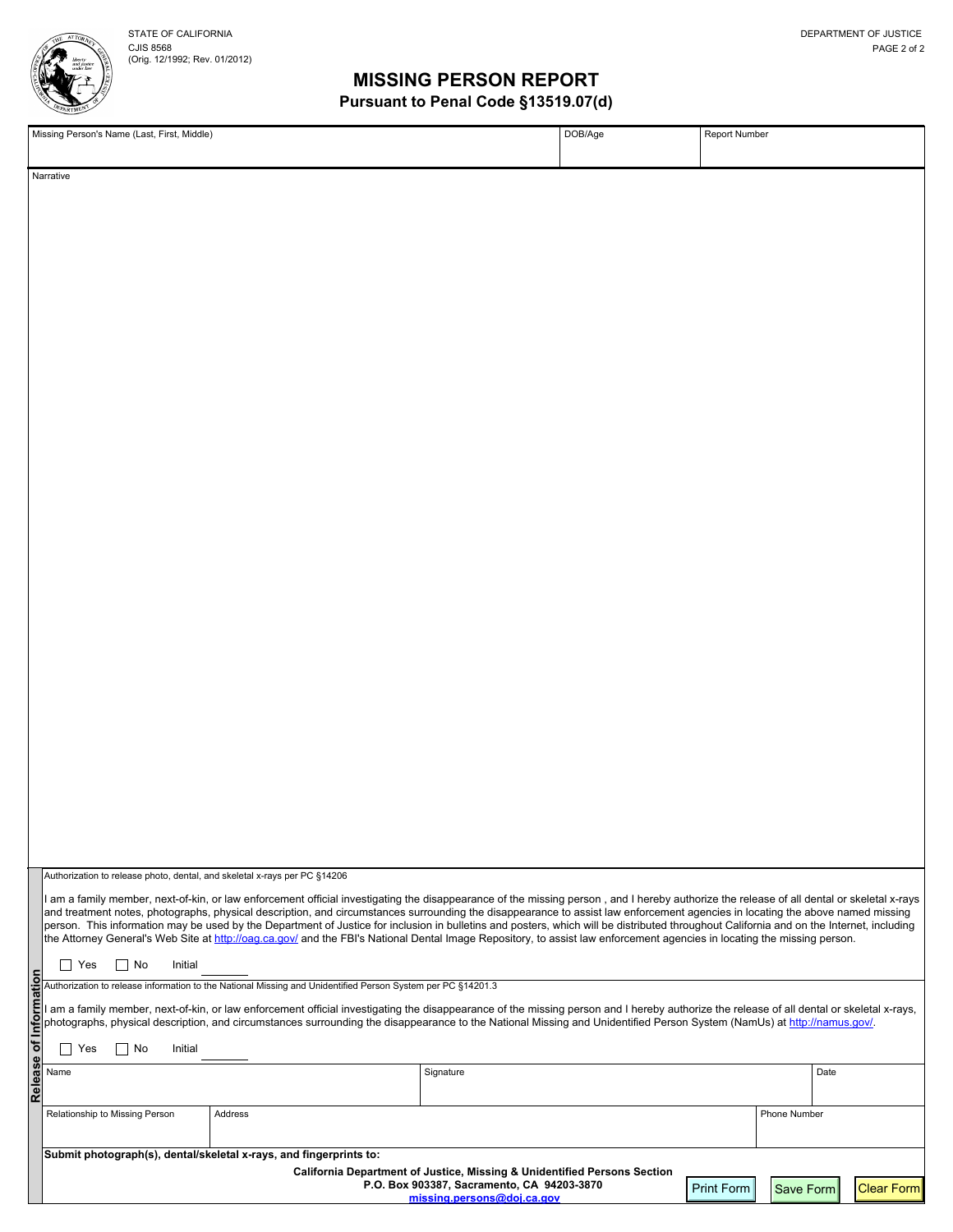STATE OF CALIFORNIA
CJIS 8568
(Orig. 12/1992; Rev. 01/2012)

DEPARTMENT OF JUSTICE

# MISSING PERSON REPORT

## Pursuant to Penal Code §13519.07(d)

| Missing Person's Name (Last, First, Middle) | DOB/Age | Report Number |
| --- | --- | --- |
| | | |

Narrative

## Release of Information

Authorization to release photo, dental, and skeletal x-rays per PC §14206

I am a family member, next-of-kin, or law enforcement official investigating the disappearance of the missing person , and I hereby authorize the release of all dental or skeletal x-rays and treatment notes, photographs, physical description, and circumstances surrounding the disappearance to assist law enforcement agencies in locating the above named missing person. This information may be used by the Department of Justice for inclusion in bulletins and posters, which will be distributed throughout California and on the Internet, including the Attorney General's Web Site at http://oag.ca.gov/ and the FBI's National Dental Image Repository, to assist law enforcement agencies in locating the missing person.

☐ Yes ☐ No Initial ______

Authorization to release information to the National Missing and Unidentified Person System per PC §14201.3

I am a family member, next-of-kin, or law enforcement official investigating the disappearance of the missing person and I hereby authorize the release of all dental or skeletal x-rays, photographs, physical description, and circumstances surrounding the disappearance to the National Missing and Unidentified Person System (NamUs) at http://namus.gov/.

☐ Yes ☐ No Initial ______

| Name | Signature | Date |
| --- | --- | --- |
| | | |

| Relationship to Missing Person | Address | Phone Number |
| --- | --- | --- |
| | | |

**Submit photograph(s), dental/skeletal x-rays, and fingerprints to:**

**California Department of Justice, Missing & Unidentified Persons Section**
**P.O. Box 903387, Sacramento, CA 94203-3870**
**missing.persons@doj.ca.gov**

Print Form | Save Form | Clear Form